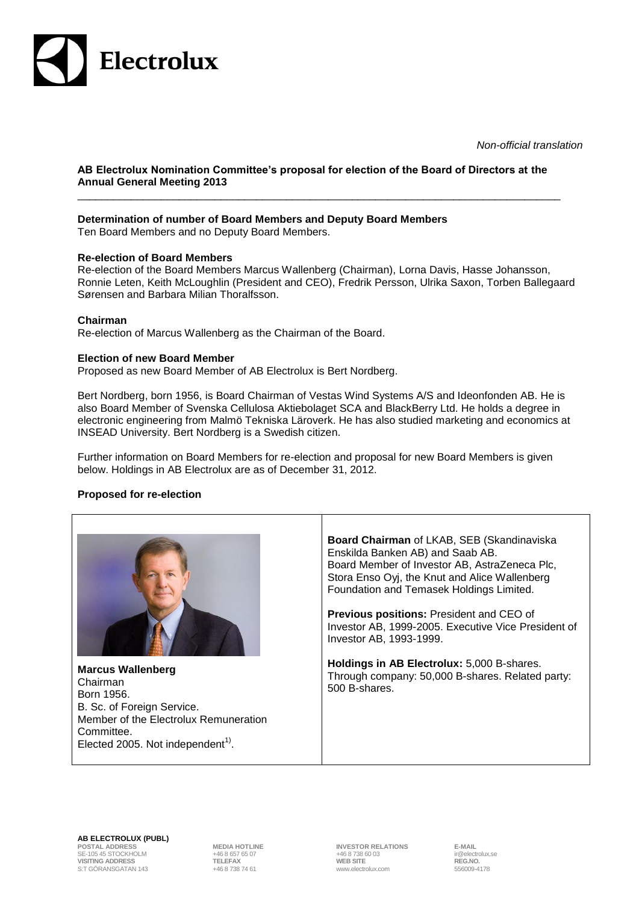*Non-official translation*

**AB Electrolux Nomination Committee's proposal for election of the Board of Directors at the Annual General Meeting 2013**

---

**Determination of number of Board Members and Deputy Board Members**

Ten Board Members and no Deputy Board Members.

**Re-election of Board Members**

Re-election of the Board Members Marcus Wallenberg (Chairman), Lorna Davis, Hasse Johansson, Ronnie Leten, Keith McLoughlin (President and CEO), Fredrik Persson, Ulrika Saxon, Torben Ballegaard Sørensen and Barbara Milian Thoralfsson.

**Chairman**

Re-election of Marcus Wallenberg as the Chairman of the Board.

**Election of new Board Member**

Proposed as new Board Member of AB Electrolux is Bert Nordberg.

Bert Nordberg, born 1956, is Board Chairman of Vestas Wind Systems A/S and Ideonfonden AB. He is also Board Member of Svenska Cellulosa Aktiebolaget SCA and BlackBerry Ltd. He holds a degree in electronic engineering from Malmö Tekniska Läroverk. He has also studied marketing and economics at INSEAD University. Bert Nordberg is a Swedish citizen.

Further information on Board Members for re-election and proposal for new Board Members is given below. Holdings in AB Electrolux are as of December 31, 2012.

**Proposed for re-election**

| | |
|---|---|
| **Marcus Wallenberg**<br>Chairman<br>Born 1956.<br>B. Sc. of Foreign Service.<br>Member of the Electrolux Remuneration Committee.<br>Elected 2005. Not independent[1]. | **Board Chairman** of LKAB, SEB (Skandinaviska Enskilda Banken AB) and Saab AB.<br>Board Member of Investor AB, AstraZeneca Plc, Stora Enso Oyj, the Knut and Alice Wallenberg Foundation and Temasek Holdings Limited.<br><br>**Previous positions:** President and CEO of Investor AB, 1999-2005. Executive Vice President of Investor AB, 1993-1999.<br><br>**Holdings in AB Electrolux:** 5,000 B-shares. Through company: 50,000 B-shares. Related party: 500 B-shares. |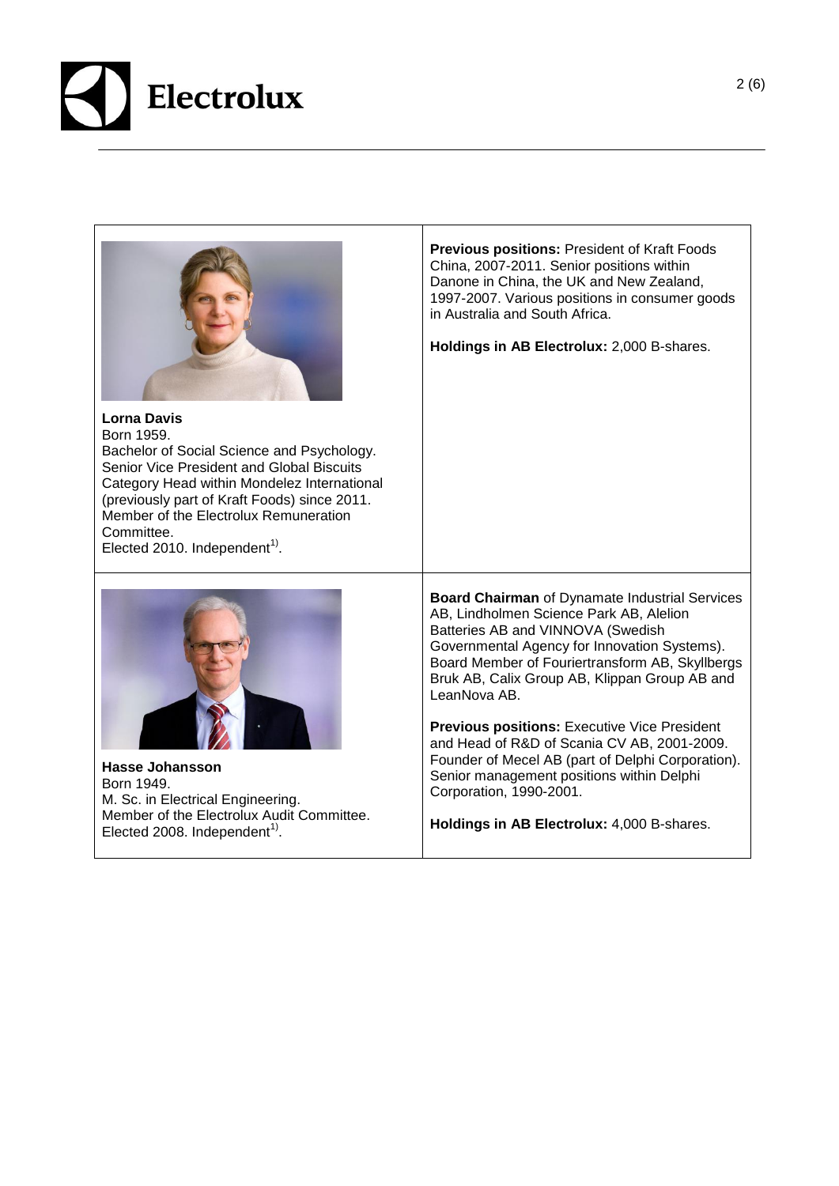**Lorna Davis**
Born 1959.
Bachelor of Social Science and Psychology.
Senior Vice President and Global Biscuits Category Head within Mondelez International (previously part of Kraft Foods) since 2011.
Member of the Electrolux Remuneration Committee.
Elected 2010. Independent[1)].

**Previous positions:** President of Kraft Foods China, 2007-2011. Senior positions within Danone in China, the UK and New Zealand, 1997-2007. Various positions in consumer goods in Australia and South Africa.

**Holdings in AB Electrolux:** 2,000 B-shares.

**Hasse Johansson**
Born 1949.
M. Sc. in Electrical Engineering.
Member of the Electrolux Audit Committee.
Elected 2008. Independent[1)].

**Board Chairman** of Dynamate Industrial Services AB, Lindholmen Science Park AB, Alelion Batteries AB and VINNOVA (Swedish Governmental Agency for Innovation Systems). Board Member of Fouriertransform AB, Skyllbergs Bruk AB, Calix Group AB, Klippan Group AB and LeanNova AB.

**Previous positions:** Executive Vice President and Head of R&D of Scania CV AB, 2001-2009. Founder of Mecel AB (part of Delphi Corporation). Senior management positions within Delphi Corporation, 1990-2001.

**Holdings in AB Electrolux:** 4,000 B-shares.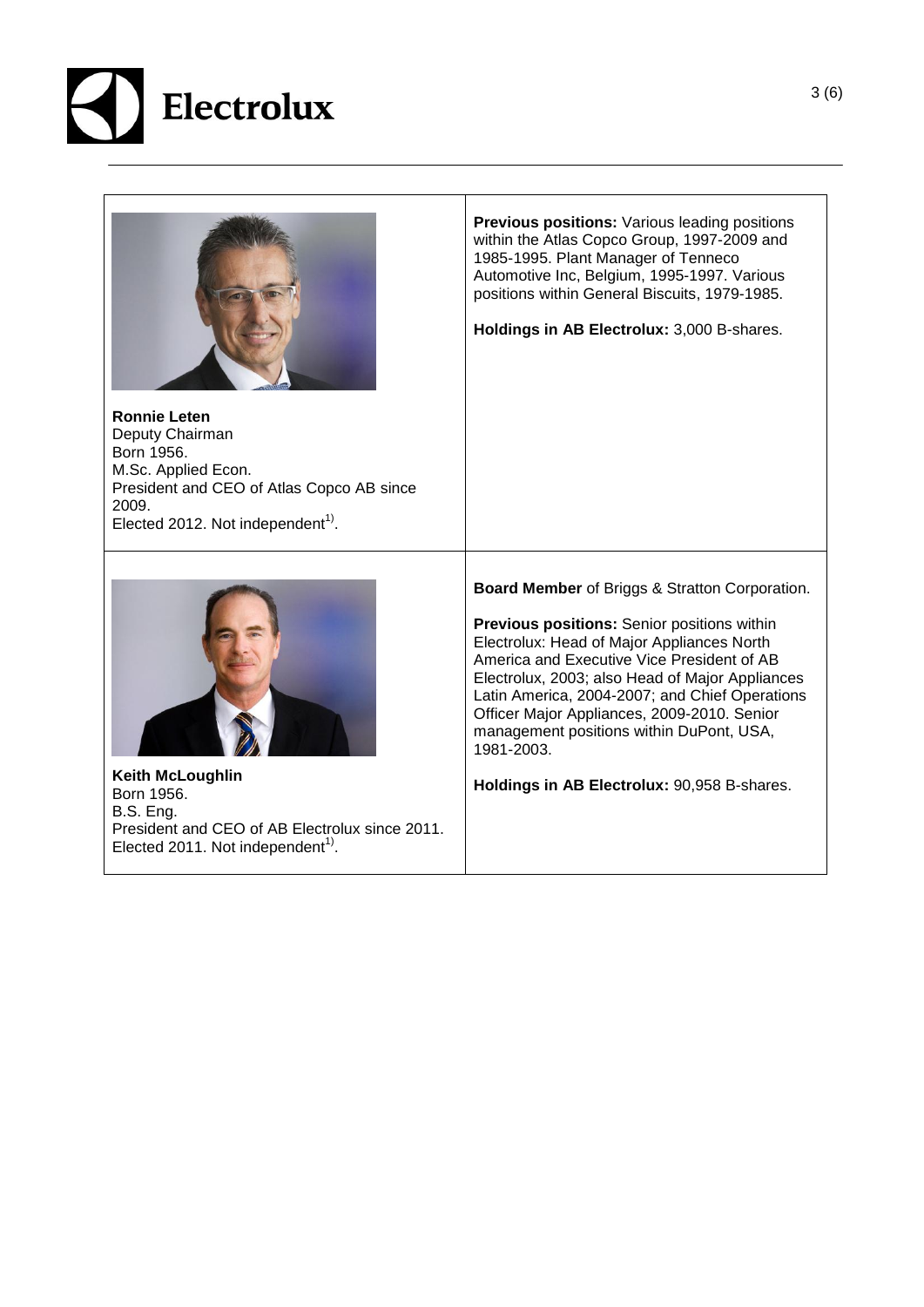**Ronnie Leten**
Deputy Chairman
Born 1956.
M.Sc. Applied Econ.
President and CEO of Atlas Copco AB since 2009.
Elected 2012. Not independent[1].

**Previous positions:** Various leading positions within the Atlas Copco Group, 1997-2009 and 1985-1995. Plant Manager of Tenneco Automotive Inc, Belgium, 1995-1997. Various positions within General Biscuits, 1979-1985.

**Holdings in AB Electrolux:** 3,000 B-shares.

**Keith McLoughlin**
Born 1956.
B.S. Eng.
President and CEO of AB Electrolux since 2011.
Elected 2011. Not independent[1].

**Board Member** of Briggs & Stratton Corporation.

**Previous positions:** Senior positions within Electrolux: Head of Major Appliances North America and Executive Vice President of AB Electrolux, 2003; also Head of Major Appliances Latin America, 2004-2007; and Chief Operations Officer Major Appliances, 2009-2010. Senior management positions within DuPont, USA, 1981-2003.

**Holdings in AB Electrolux:** 90,958 B-shares.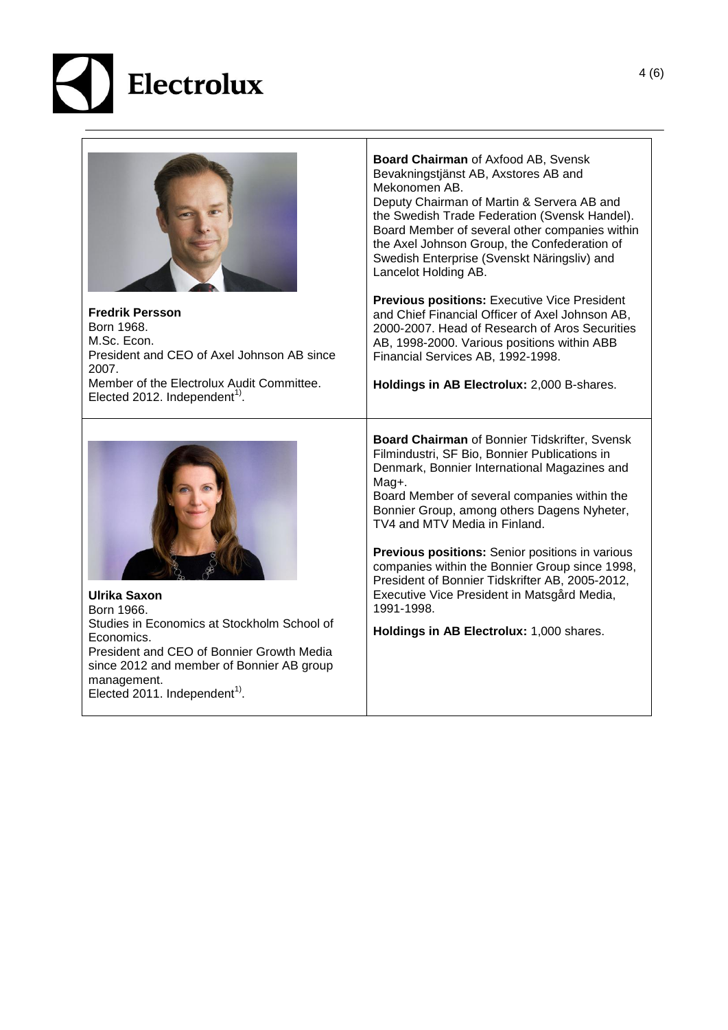**Fredrik Persson**
Born 1968.
M.Sc. Econ.
President and CEO of Axel Johnson AB since 2007.
Member of the Electrolux Audit Committee.
Elected 2012. Independent[1].

**Board Chairman** of Axfood AB, Svensk Bevakningstjänst AB, Axstores AB and Mekonomen AB.
Deputy Chairman of Martin & Servera AB and the Swedish Trade Federation (Svensk Handel).
Board Member of several other companies within the Axel Johnson Group, the Confederation of Swedish Enterprise (Svenskt Näringsliv) and Lancelot Holding AB.

**Previous positions:** Executive Vice President and Chief Financial Officer of Axel Johnson AB, 2000-2007. Head of Research of Aros Securities AB, 1998-2000. Various positions within ABB Financial Services AB, 1992-1998.

**Holdings in AB Electrolux:** 2,000 B-shares.

---

**Ulrika Saxon**
Born 1966.
Studies in Economics at Stockholm School of Economics.
President and CEO of Bonnier Growth Media since 2012 and member of Bonnier AB group management.
Elected 2011. Independent[1].

**Board Chairman** of Bonnier Tidskrifter, Svensk Filmindustri, SF Bio, Bonnier Publications in Denmark, Bonnier International Magazines and Mag+.
Board Member of several companies within the Bonnier Group, among others Dagens Nyheter, TV4 and MTV Media in Finland.

**Previous positions:** Senior positions in various companies within the Bonnier Group since 1998, President of Bonnier Tidskrifter AB, 2005-2012, Executive Vice President in Matsgård Media, 1991-1998.

**Holdings in AB Electrolux:** 1,000 shares.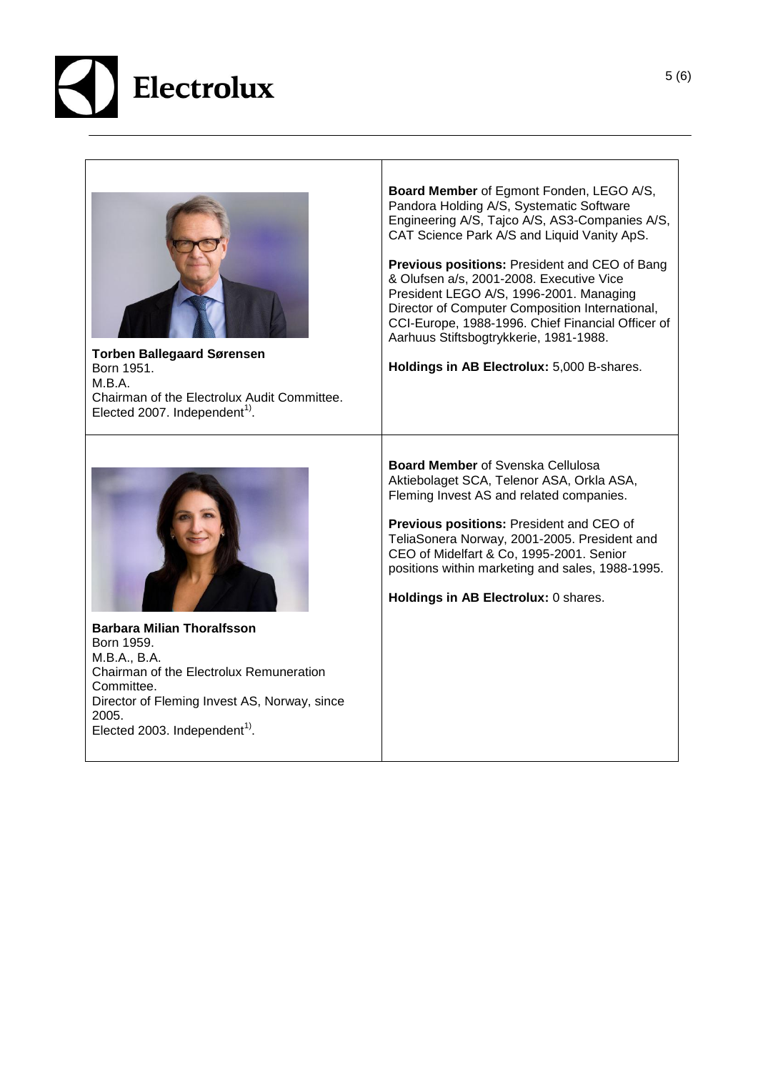| | |
|---|---|
| **Torben Ballegaard Sørensen**<br>Born 1951.<br>M.B.A.<br>Chairman of the Electrolux Audit Committee.<br>Elected 2007. Independent[1]. | **Board Member** of Egmont Fonden, LEGO A/S, Pandora Holding A/S, Systematic Software Engineering A/S, Tajco A/S, AS3-Companies A/S, CAT Science Park A/S and Liquid Vanity ApS.<br><br>**Previous positions:** President and CEO of Bang & Olufsen a/s, 2001-2008. Executive Vice President LEGO A/S, 1996-2001. Managing Director of Computer Composition International, CCI-Europe, 1988-1996. Chief Financial Officer of Aarhuus Stiftsbogtrykkerie, 1981-1988.<br><br>**Holdings in AB Electrolux:** 5,000 B-shares. |
| **Barbara Milian Thoralfsson**<br>Born 1959.<br>M.B.A., B.A.<br>Chairman of the Electrolux Remuneration Committee.<br>Director of Fleming Invest AS, Norway, since 2005.<br>Elected 2003. Independent[1]. | **Board Member** of Svenska Cellulosa Aktiebolaget SCA, Telenor ASA, Orkla ASA, Fleming Invest AS and related companies.<br><br>**Previous positions:** President and CEO of TeliaSonera Norway, 2001-2005. President and CEO of Midelfart & Co, 1995-2001. Senior positions within marketing and sales, 1988-1995.<br><br>**Holdings in AB Electrolux:** 0 shares. |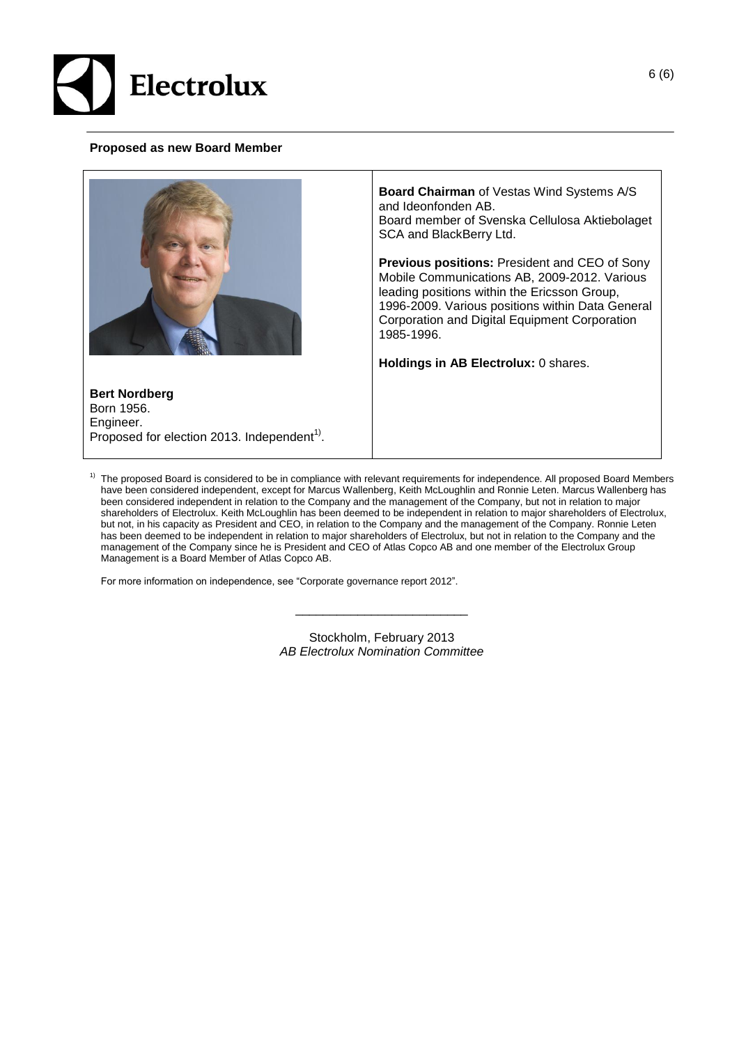**Proposed as new Board Member**

**Bert Nordberg**
Born 1956.
Engineer.
Proposed for election 2013. Independent[1].

**Board Chairman** of Vestas Wind Systems A/S and Ideonfonden AB.
Board member of Svenska Cellulosa Aktiebolaget SCA and BlackBerry Ltd.

**Previous positions:** President and CEO of Sony Mobile Communications AB, 2009-2012. Various leading positions within the Ericsson Group, 1996-2009. Various positions within Data General Corporation and Digital Equipment Corporation 1985-1996.

**Holdings in AB Electrolux:** 0 shares.

[1] The proposed Board is considered to be in compliance with relevant requirements for independence. All proposed Board Members have been considered independent, except for Marcus Wallenberg, Keith McLoughlin and Ronnie Leten. Marcus Wallenberg has been considered independent in relation to the Company and the management of the Company, but not in relation to major shareholders of Electrolux. Keith McLoughlin has been deemed to be independent in relation to major shareholders of Electrolux, but not, in his capacity as President and CEO, in relation to the Company and the management of the Company. Ronnie Leten has been deemed to be independent in relation to major shareholders of Electrolux, but not in relation to the Company and the management of the Company since he is President and CEO of Atlas Copco AB and one member of the Electrolux Group Management is a Board Member of Atlas Copco AB.

For more information on independence, see "Corporate governance report 2012".

---

Stockholm, February 2013
*AB Electrolux Nomination Committee*